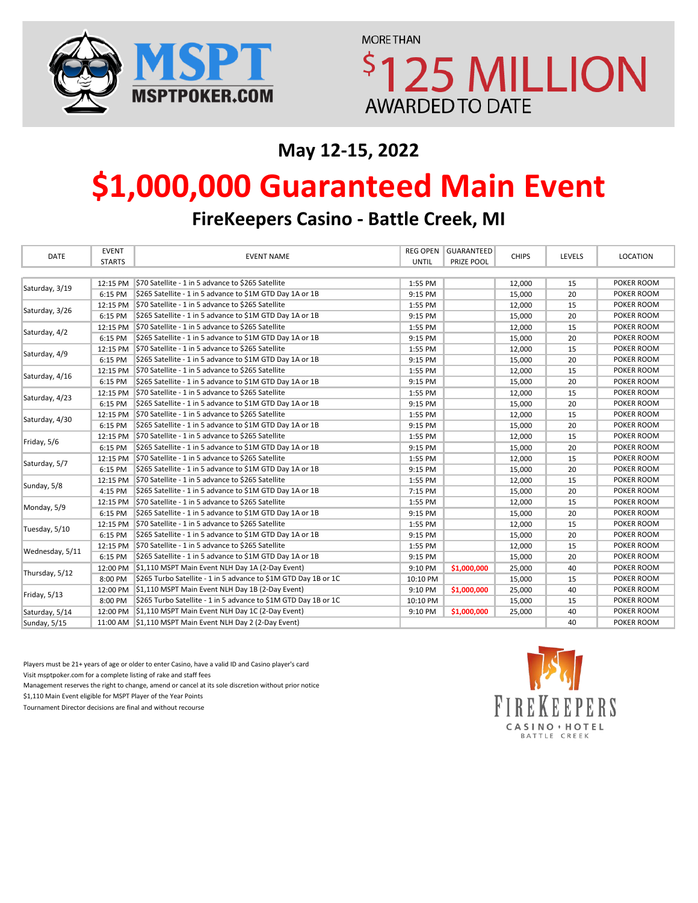MSPT
MSPTPOKER.COM

MORE THAN
$125 MILLION
AWARDED TO DATE

## May 12-15, 2022

# $1,000,000 Guaranteed Main Event

### FireKeepers Casino - Battle Creek, MI

| DATE | EVENT STARTS | EVENT NAME | REG OPEN UNTIL | GUARANTEED PRIZE POOL | CHIPS | LEVELS | LOCATION |
|---|---|---|---|---|---|---|---|
| Saturday, 3/19 | 12:15 PM | $70 Satellite - 1 in 5 advance to $265 Satellite | 1:55 PM | | 12,000 | 15 | POKER ROOM |
| | 6:15 PM | $265 Satellite - 1 in 5 advance to $1M GTD Day 1A or 1B | 9:15 PM | | 15,000 | 20 | POKER ROOM |
| Saturday, 3/26 | 12:15 PM | $70 Satellite - 1 in 5 advance to $265 Satellite | 1:55 PM | | 12,000 | 15 | POKER ROOM |
| | 6:15 PM | $265 Satellite - 1 in 5 advance to $1M GTD Day 1A or 1B | 9:15 PM | | 15,000 | 20 | POKER ROOM |
| Saturday, 4/2 | 12:15 PM | $70 Satellite - 1 in 5 advance to $265 Satellite | 1:55 PM | | 12,000 | 15 | POKER ROOM |
| | 6:15 PM | $265 Satellite - 1 in 5 advance to $1M GTD Day 1A or 1B | 9:15 PM | | 15,000 | 20 | POKER ROOM |
| Saturday, 4/9 | 12:15 PM | $70 Satellite - 1 in 5 advance to $265 Satellite | 1:55 PM | | 12,000 | 15 | POKER ROOM |
| | 6:15 PM | $265 Satellite - 1 in 5 advance to $1M GTD Day 1A or 1B | 9:15 PM | | 15,000 | 20 | POKER ROOM |
| Saturday, 4/16 | 12:15 PM | $70 Satellite - 1 in 5 advance to $265 Satellite | 1:55 PM | | 12,000 | 15 | POKER ROOM |
| | 6:15 PM | $265 Satellite - 1 in 5 advance to $1M GTD Day 1A or 1B | 9:15 PM | | 15,000 | 20 | POKER ROOM |
| Saturday, 4/23 | 12:15 PM | $70 Satellite - 1 in 5 advance to $265 Satellite | 1:55 PM | | 12,000 | 15 | POKER ROOM |
| | 6:15 PM | $265 Satellite - 1 in 5 advance to $1M GTD Day 1A or 1B | 9:15 PM | | 15,000 | 20 | POKER ROOM |
| Saturday, 4/30 | 12:15 PM | $70 Satellite - 1 in 5 advance to $265 Satellite | 1:55 PM | | 12,000 | 15 | POKER ROOM |
| | 6:15 PM | $265 Satellite - 1 in 5 advance to $1M GTD Day 1A or 1B | 9:15 PM | | 15,000 | 20 | POKER ROOM |
| Friday, 5/6 | 12:15 PM | $70 Satellite - 1 in 5 advance to $265 Satellite | 1:55 PM | | 12,000 | 15 | POKER ROOM |
| | 6:15 PM | $265 Satellite - 1 in 5 advance to $1M GTD Day 1A or 1B | 9:15 PM | | 15,000 | 20 | POKER ROOM |
| Saturday, 5/7 | 12:15 PM | $70 Satellite - 1 in 5 advance to $265 Satellite | 1:55 PM | | 12,000 | 15 | POKER ROOM |
| | 6:15 PM | $265 Satellite - 1 in 5 advance to $1M GTD Day 1A or 1B | 9:15 PM | | 15,000 | 20 | POKER ROOM |
| Sunday, 5/8 | 12:15 PM | $70 Satellite - 1 in 5 advance to $265 Satellite | 1:55 PM | | 12,000 | 15 | POKER ROOM |
| | 4:15 PM | $265 Satellite - 1 in 5 advance to $1M GTD Day 1A or 1B | 7:15 PM | | 15,000 | 20 | POKER ROOM |
| Monday, 5/9 | 12:15 PM | $70 Satellite - 1 in 5 advance to $265 Satellite | 1:55 PM | | 12,000 | 15 | POKER ROOM |
| | 6:15 PM | $265 Satellite - 1 in 5 advance to $1M GTD Day 1A or 1B | 9:15 PM | | 15,000 | 20 | POKER ROOM |
| Tuesday, 5/10 | 12:15 PM | $70 Satellite - 1 in 5 advance to $265 Satellite | 1:55 PM | | 12,000 | 15 | POKER ROOM |
| | 6:15 PM | $265 Satellite - 1 in 5 advance to $1M GTD Day 1A or 1B | 9:15 PM | | 15,000 | 20 | POKER ROOM |
| Wednesday, 5/11 | 12:15 PM | $70 Satellite - 1 in 5 advance to $265 Satellite | 1:55 PM | | 12,000 | 15 | POKER ROOM |
| | 6:15 PM | $265 Satellite - 1 in 5 advance to $1M GTD Day 1A or 1B | 9:15 PM | | 15,000 | 20 | POKER ROOM |
| Thursday, 5/12 | 12:00 PM | $1,110 MSPT Main Event NLH Day 1A (2-Day Event) | 9:10 PM | $1,000,000 | 25,000 | 40 | POKER ROOM |
| | 8:00 PM | $265 Turbo Satellite - 1 in 5 advance to $1M GTD Day 1B or 1C | 10:10 PM | | 15,000 | 15 | POKER ROOM |
| Friday, 5/13 | 12:00 PM | $1,110 MSPT Main Event NLH Day 1B (2-Day Event) | 9:10 PM | $1,000,000 | 25,000 | 40 | POKER ROOM |
| | 8:00 PM | $265 Turbo Satellite - 1 in 5 advance to $1M GTD Day 1B or 1C | 10:10 PM | | 15,000 | 15 | POKER ROOM |
| Saturday, 5/14 | 12:00 PM | $1,110 MSPT Main Event NLH Day 1C (2-Day Event) | 9:10 PM | $1,000,000 | 25,000 | 40 | POKER ROOM |
| Sunday, 5/15 | 11:00 AM | $1,110 MSPT Main Event NLH Day 2 (2-Day Event) | | | | 40 | POKER ROOM |

Players must be 21+ years of age or older to enter Casino, have a valid ID and Casino player's card

Visit msptpoker.com for a complete listing of rake and staff fees

Management reserves the right to change, amend or cancel at its sole discretion without prior notice

$1,110 Main Event eligible for MSPT Player of the Year Points

Tournament Director decisions are final and without recourse

FIREKEEPERS
CASINO • HOTEL
BATTLE CREEK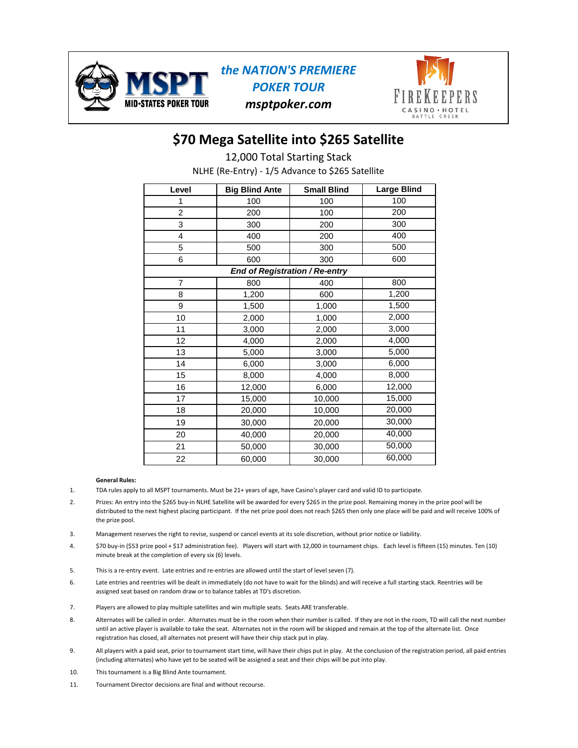the NATION'S PREMIERE POKER TOUR

msptpoker.com

# $70 Mega Satellite into $265 Satellite

12,000 Total Starting Stack

NLHE (Re-Entry) - 1/5 Advance to $265 Satellite

| Level | Big Blind Ante | Small Blind | Large Blind |
|---|---|---|---|
| 1 | 100 | 100 | 100 |
| 2 | 200 | 100 | 200 |
| 3 | 300 | 200 | 300 |
| 4 | 400 | 200 | 400 |
| 5 | 500 | 300 | 500 |
| 6 | 600 | 300 | 600 |
| *End of Registration / Re-entry* | | | |
| 7 | 800 | 400 | 800 |
| 8 | 1,200 | 600 | 1,200 |
| 9 | 1,500 | 1,000 | 1,500 |
| 10 | 2,000 | 1,000 | 2,000 |
| 11 | 3,000 | 2,000 | 3,000 |
| 12 | 4,000 | 2,000 | 4,000 |
| 13 | 5,000 | 3,000 | 5,000 |
| 14 | 6,000 | 3,000 | 6,000 |
| 15 | 8,000 | 4,000 | 8,000 |
| 16 | 12,000 | 6,000 | 12,000 |
| 17 | 15,000 | 10,000 | 15,000 |
| 18 | 20,000 | 10,000 | 20,000 |
| 19 | 30,000 | 20,000 | 30,000 |
| 20 | 40,000 | 20,000 | 40,000 |
| 21 | 50,000 | 30,000 | 50,000 |
| 22 | 60,000 | 30,000 | 60,000 |

**General Rules:**

1. TDA rules apply to all MSPT tournaments. Must be 21+ years of age, have Casino's player card and valid ID to participate.
2. Prizes: An entry into the $265 buy-in NLHE Satellite will be awarded for every $265 in the prize pool. Remaining money in the prize pool will be distributed to the next highest placing participant. If the net prize pool does not reach $265 then only one place will be paid and will receive 100% of the prize pool.
3. Management reserves the right to revise, suspend or cancel events at its sole discretion, without prior notice or liability.
4. $70 buy-in ($53 prize pool + $17 administration fee). Players will start with 12,000 in tournament chips. Each level is fifteen (15) minutes. Ten (10) minute break at the completion of every six (6) levels.
5. This is a re-entry event. Late entries and re-entries are allowed until the start of level seven (7).
6. Late entries and reentries will be dealt in immediately (do not have to wait for the blinds) and will receive a full starting stack. Reentries will be assigned seat based on random draw or to balance tables at TD's discretion.
7. Players are allowed to play multiple satellites and win multiple seats. Seats ARE transferable.
8. Alternates will be called in order. Alternates must be in the room when their number is called. If they are not in the room, TD will call the next number until an active player is available to take the seat. Alternates not in the room will be skipped and remain at the top of the alternate list. Once registration has closed, all alternates not present will have their chip stack put in play.
9. All players with a paid seat, prior to tournament start time, will have their chips put in play. At the conclusion of the registration period, all paid entries (including alternates) who have yet to be seated will be assigned a seat and their chips will be put into play.
10. This tournament is a Big Blind Ante tournament.
11. Tournament Director decisions are final and without recourse.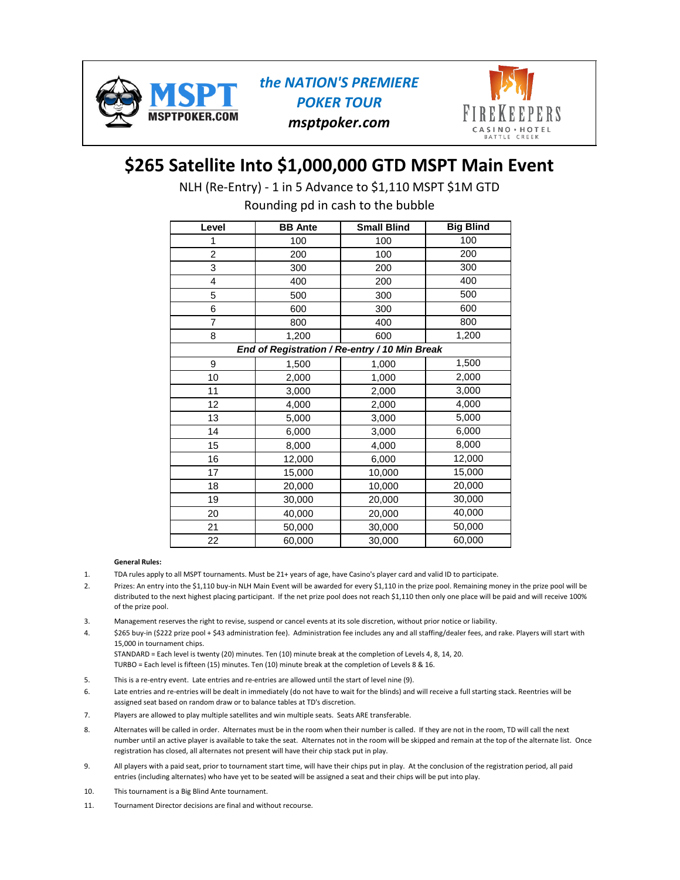MSPT
MSPTPOKER.COM

*the NATION'S PREMIERE POKER TOUR*
*msptpoker.com*

FIREKEEPERS CASINO • HOTEL BATTLE CREEK

# $265 Satellite Into $1,000,000 GTD MSPT Main Event

NLH (Re-Entry) - 1 in 5 Advance to $1,110 MSPT $1M GTD

Rounding pd in cash to the bubble

| Level | BB Ante | Small Blind | Big Blind |
|---|---|---|---|
| 1 | 100 | 100 | 100 |
| 2 | 200 | 100 | 200 |
| 3 | 300 | 200 | 300 |
| 4 | 400 | 200 | 400 |
| 5 | 500 | 300 | 500 |
| 6 | 600 | 300 | 600 |
| 7 | 800 | 400 | 800 |
| 8 | 1,200 | 600 | 1,200 |
| ***End of Registration / Re-entry / 10 Min Break*** | | | |
| 9 | 1,500 | 1,000 | 1,500 |
| 10 | 2,000 | 1,000 | 2,000 |
| 11 | 3,000 | 2,000 | 3,000 |
| 12 | 4,000 | 2,000 | 4,000 |
| 13 | 5,000 | 3,000 | 5,000 |
| 14 | 6,000 | 3,000 | 6,000 |
| 15 | 8,000 | 4,000 | 8,000 |
| 16 | 12,000 | 6,000 | 12,000 |
| 17 | 15,000 | 10,000 | 15,000 |
| 18 | 20,000 | 10,000 | 20,000 |
| 19 | 30,000 | 20,000 | 30,000 |
| 20 | 40,000 | 20,000 | 40,000 |
| 21 | 50,000 | 30,000 | 50,000 |
| 22 | 60,000 | 30,000 | 60,000 |

**General Rules:**

1. TDA rules apply to all MSPT tournaments. Must be 21+ years of age, have Casino's player card and valid ID to participate.
2. Prizes: An entry into the $1,110 buy-in NLH Main Event will be awarded for every $1,110 in the prize pool. Remaining money in the prize pool will be distributed to the next highest placing participant. If the net prize pool does not reach $1,110 then only one place will be paid and will receive 100% of the prize pool.
3. Management reserves the right to revise, suspend or cancel events at its sole discretion, without prior notice or liability.
4. $265 buy-in ($222 prize pool + $43 administration fee). Administration fee includes any and all staffing/dealer fees, and rake. Players will start with 15,000 in tournament chips.
   STANDARD = Each level is twenty (20) minutes. Ten (10) minute break at the completion of Levels 4, 8, 14, 20.
   TURBO = Each level is fifteen (15) minutes. Ten (10) minute break at the completion of Levels 8 & 16.
5. This is a re-entry event. Late entries and re-entries are allowed until the start of level nine (9).
6. Late entries and re-entries will be dealt in immediately (do not have to wait for the blinds) and will receive a full starting stack. Reentries will be assigned seat based on random draw or to balance tables at TD's discretion.
7. Players are allowed to play multiple satellites and win multiple seats. Seats ARE transferable.
8. Alternates will be called in order. Alternates must be in the room when their number is called. If they are not in the room, TD will call the next number until an active player is available to take the seat. Alternates not in the room will be skipped and remain at the top of the alternate list. Once registration has closed, all alternates not present will have their chip stack put in play.
9. All players with a paid seat, prior to tournament start time, will have their chips put in play. At the conclusion of the registration period, all paid entries (including alternates) who have yet to be seated will be assigned a seat and their chips will be put into play.
10. This tournament is a Big Blind Ante tournament.
11. Tournament Director decisions are final and without recourse.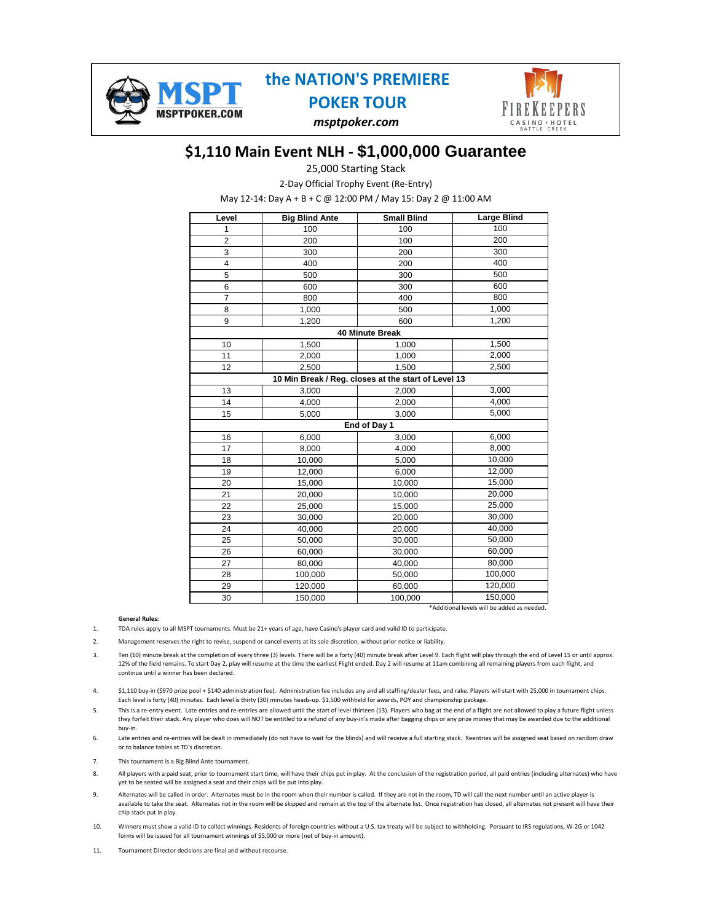MSPT
MSPTPOKER.COM

**the NATION'S PREMIERE POKER TOUR**

*msptpoker.com*

FIREKEEPERS CASINO • HOTEL BATTLE CREEK

# $1,110 Main Event NLH - $1,000,000 Guarantee

25,000 Starting Stack

2-Day Official Trophy Event (Re-Entry)

May 12-14: Day A + B + C @ 12:00 PM / May 15: Day 2 @ 11:00 AM

| Level | Big Blind Ante | Small Blind | Large Blind |
|---|---|---|---|
| 1 | 100 | 100 | 100 |
| 2 | 200 | 100 | 200 |
| 3 | 300 | 200 | 300 |
| 4 | 400 | 200 | 400 |
| 5 | 500 | 300 | 500 |
| 6 | 600 | 300 | 600 |
| 7 | 800 | 400 | 800 |
| 8 | 1,000 | 500 | 1,000 |
| 9 | 1,200 | 600 | 1,200 |
| **40 Minute Break** | | | |
| 10 | 1,500 | 1,000 | 1,500 |
| 11 | 2,000 | 1,000 | 2,000 |
| 12 | 2,500 | 1,500 | 2,500 |
| **10 Min Break / Reg. closes at the start of Level 13** | | | |
| 13 | 3,000 | 2,000 | 3,000 |
| 14 | 4,000 | 2,000 | 4,000 |
| 15 | 5,000 | 3,000 | 5,000 |
| **End of Day 1** | | | |
| 16 | 6,000 | 3,000 | 6,000 |
| 17 | 8,000 | 4,000 | 8,000 |
| 18 | 10,000 | 5,000 | 10,000 |
| 19 | 12,000 | 6,000 | 12,000 |
| 20 | 15,000 | 10,000 | 15,000 |
| 21 | 20,000 | 10,000 | 20,000 |
| 22 | 25,000 | 15,000 | 25,000 |
| 23 | 30,000 | 20,000 | 30,000 |
| 24 | 40,000 | 20,000 | 40,000 |
| 25 | 50,000 | 30,000 | 50,000 |
| 26 | 60,000 | 30,000 | 60,000 |
| 27 | 80,000 | 40,000 | 80,000 |
| 28 | 100,000 | 50,000 | 100,000 |
| 29 | 120,000 | 60,000 | 120,000 |
| 30 | 150,000 | 100,000 | 150,000 |

*Additional levels will be added as needed.

**General Rules:**

1. TDA rules apply to all MSPT tournaments. Must be 21+ years of age, have Casino's player card and valid ID to participate.
2. Management reserves the right to revise, suspend or cancel events at its sole discretion, without prior notice or liability.
3. Ten (10) minute break at the completion of every three (3) levels. There will be a forty (40) minute break after Level 9. Each flight will play through the end of Level 15 or until approx. 12% of the field remains. To start Day 2, play will resume at the time the earliest Flight ended. Day 2 will resume at 11am combining all remaining players from each flight, and continue until a winner has been declared.
4. $1,110 buy-in ($970 prize pool + $140 administration fee). Administration fee includes any and all staffing/dealer fees, and rake. Players will start with 25,000 in tournament chips. Each level is forty (40) minutes. Each level is thirty (30) minutes heads-up. $1,500 withheld for awards, POY and championship package.
5. This is a re-entry event. Late entries and re-entries are allowed until the start of level thirteen (13). Players who bag at the end of a flight are not allowed to play a future flight unless they forfeit their stack. Any player who does will NOT be entitled to a refund of any buy-in's made after bagging chips or any prize money that may be awarded due to the additional buy-in.
6. Late entries and re-entries will be dealt in immediately (do not have to wait for the blinds) and will receive a full starting stack. Reentries will be assigned seat based on random draw or to balance tables at TD's discretion.
7. This tournament is a Big Blind Ante tournament.
8. All players with a paid seat, prior to tournament start time, will have their chips put in play. At the conclusion of the registration period, all paid entries (including alternates) who have yet to be seated will be assigned a seat and their chips will be put into play.
9. Alternates will be called in order. Alternates must be in the room when their number is called. If they are not in the room, TD will call the next number until an active player is available to take the seat. Alternates not in the room will be skipped and remain at the top of the alternate list. Once registration has closed, all alternates not present will have their chip stack put in play.
10. Winners must show a valid ID to collect winnings. Residents of foreign countries without a U.S. tax treaty will be subject to withholding. Persuant to IRS regulations, W-2G or 1042 forms will be issued for all tournament winnings of $5,000 or more (net of buy-in amount).
11. Tournament Director decisions are final and without recourse.